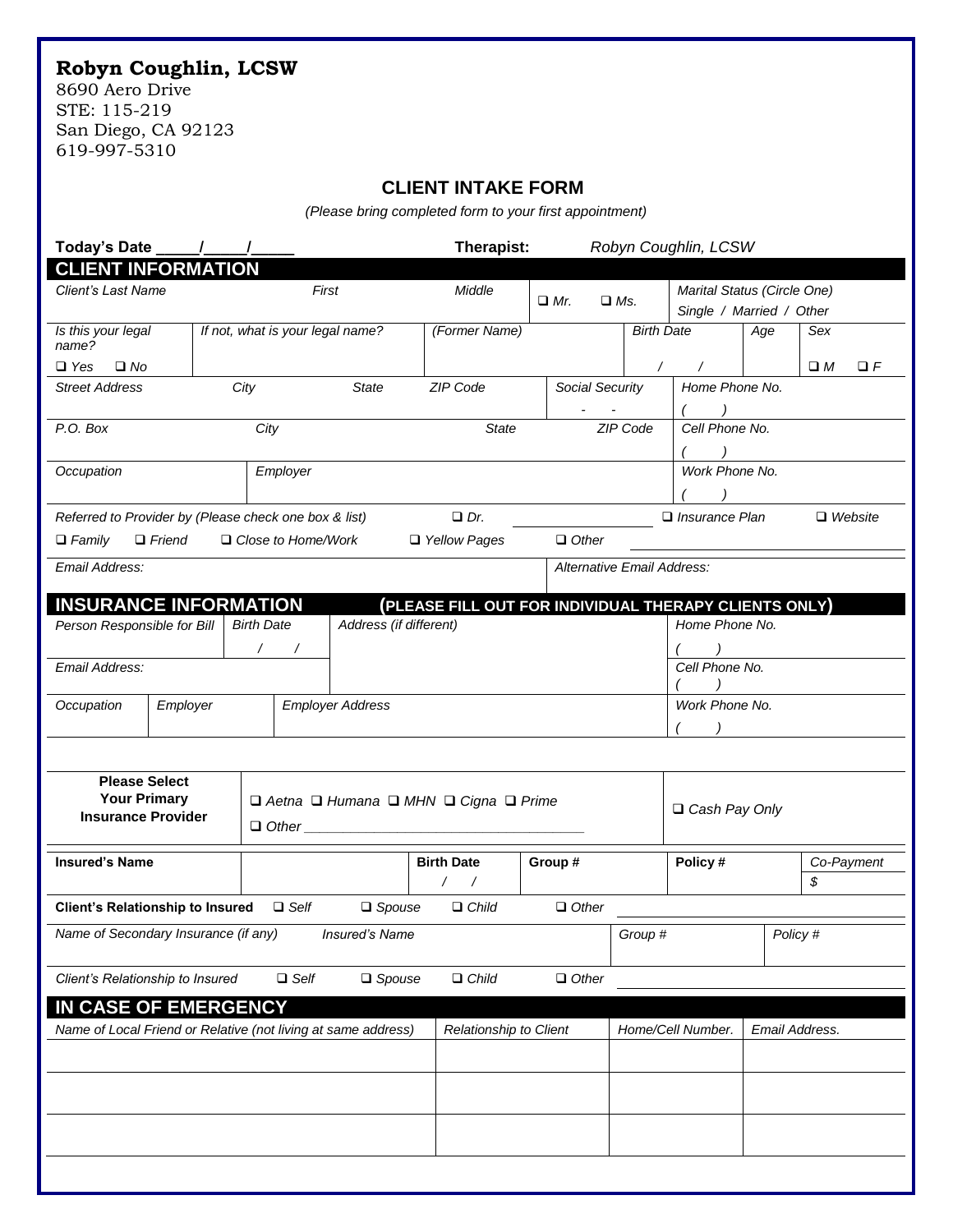**Robyn Coughlin, LCSW**
8690 Aero Drive
STE: 115-219
San Diego, CA 92123
619-997-5310

## CLIENT INTAKE FORM

*(Please bring completed form to your first appointment)*

**Today's Date \_\_\_\_\_/\_\_\_\_\_/\_\_\_\_\_** **Therapist:** *Robyn Coughlin, LCSW*

### CLIENT INFORMATION

| *Client's Last Name* | *First* | *Middle* | ❑ *Mr.* ❑ *Ms.* | *Marital Status (Circle One)* *Single / Married / Other* |
|---|---|---|---|---|

| *Is this your legal name?* ❑ *Yes* ❑ *No* | *If not, what is your legal name?* | *(Former Name)* | *Birth Date* / / | *Age* | *Sex* ❑ *M* ❑ *F* |
|---|---|---|---|---|---|

| *Street Address* | *City* | *State* | *ZIP Code* | *Social Security* - - | *Home Phone No.* ( ) |
|---|---|---|---|---|---|

| *P.O. Box* | *City* | *State* | *ZIP Code* | *Cell Phone No.* ( ) |
|---|---|---|---|---|

| *Occupation* | *Employer* | *Work Phone No.* ( ) |
|---|---|---|

*Referred to Provider by (Please check one box & list)* ❑ *Dr.* \_\_\_\_\_\_\_\_\_\_ ❑ *Insurance Plan* ❑ *Website*
❑ *Family* ❑ *Friend* ❑ *Close to Home/Work* ❑ *Yellow Pages* ❑ *Other* \_\_\_\_\_\_\_\_\_\_

| *Email Address:* | *Alternative Email Address:* |
|---|---|

### INSURANCE INFORMATION (PLEASE FILL OUT FOR INDIVIDUAL THERAPY CLIENTS ONLY)

| *Person Responsible for Bill* | *Birth Date* / / | *Address (if different)* | *Home Phone No.* ( ) |
|---|---|---|---|
| *Email Address:* | | | *Cell Phone No.* ( ) |

| *Occupation* | *Employer* | *Employer Address* | *Work Phone No.* ( ) |
|---|---|---|---|

| **Please Select Your Primary Insurance Provider** | ❑ *Aetna* ❑ *Humana* ❑ *MHN* ❑ *Cigna* ❑ *Prime* ❑ *Other* \_\_\_\_\_\_\_\_\_\_\_\_\_\_\_\_\_\_\_\_ | ❑ *Cash Pay Only* |
|---|---|---|

| **Insured's Name** | | **Birth Date** / / | **Group #** | **Policy #** | *Co-Payment* $ |
|---|---|---|---|---|---|

**Client's Relationship to Insured** ❑ *Self* ❑ *Spouse* ❑ *Child* ❑ *Other* \_\_\_\_\_\_\_\_\_\_

| *Name of Secondary Insurance (if any)* | *Insured's Name* | *Group #* | *Policy #* |
|---|---|---|---|

*Client's Relationship to Insured* ❑ *Self* ❑ *Spouse* ❑ *Child* ❑ *Other* \_\_\_\_\_\_\_\_\_\_

### IN CASE OF EMERGENCY

| *Name of Local Friend or Relative (not living at same address)* | *Relationship to Client* | *Home/Cell Number.* | *Email Address.* |
|---|---|---|---|
| | | | |
| | | | |
| | | | |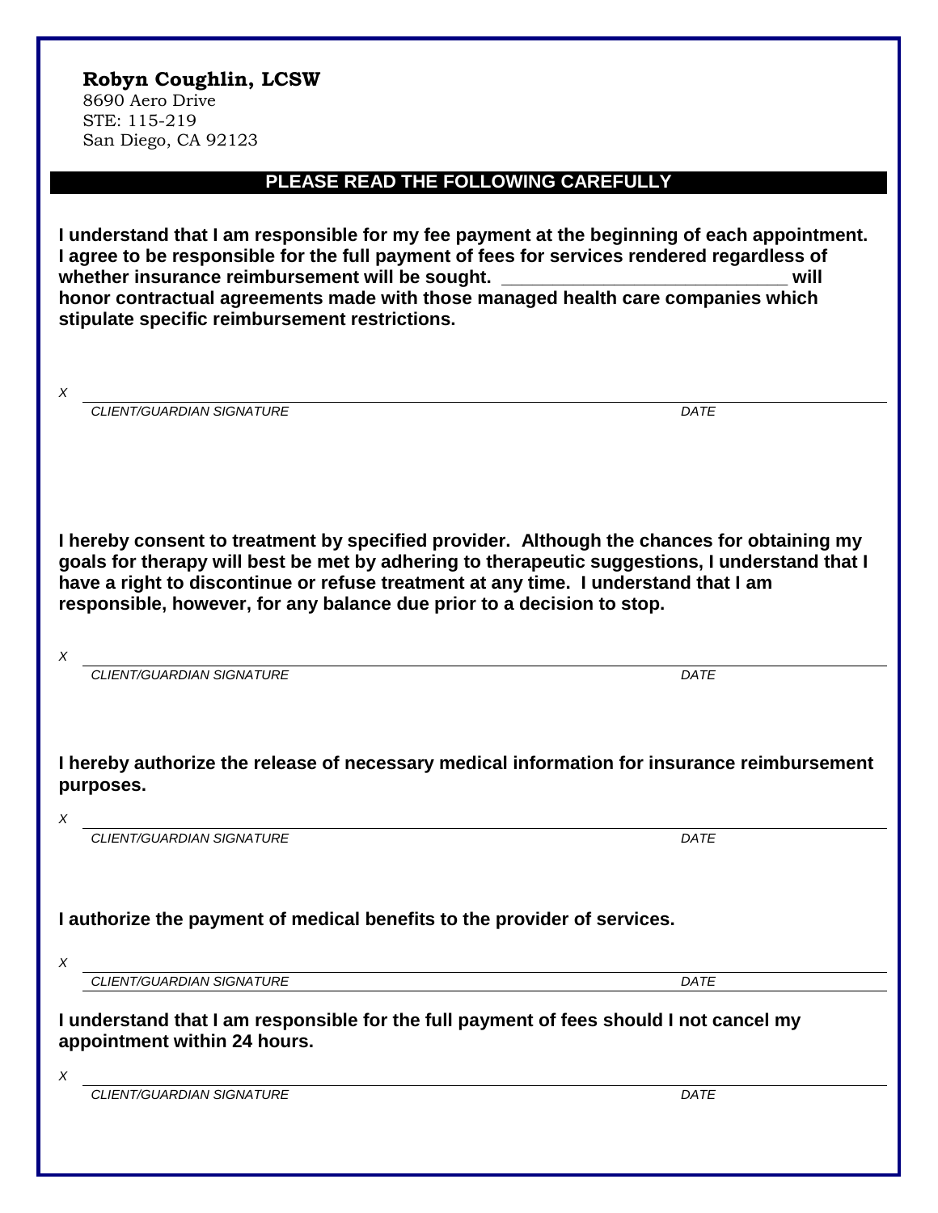**Robyn Coughlin, LCSW**
8690 Aero Drive
STE: 115-219
San Diego, CA 92123

## PLEASE READ THE FOLLOWING CAREFULLY

**I understand that I am responsible for my fee payment at the beginning of each appointment. I agree to be responsible for the full payment of fees for services rendered regardless of whether insurance reimbursement will be sought. ____________________________ will honor contractual agreements made with those managed health care companies which stipulate specific reimbursement restrictions.**

*X* ______________________________________________
*CLIENT/GUARDIAN SIGNATURE* *DATE*

**I hereby consent to treatment by specified provider. Although the chances for obtaining my goals for therapy will best be met by adhering to therapeutic suggestions, I understand that I have a right to discontinue or refuse treatment at any time. I understand that I am responsible, however, for any balance due prior to a decision to stop.**

*X* ______________________________________________
*CLIENT/GUARDIAN SIGNATURE* *DATE*

**I hereby authorize the release of necessary medical information for insurance reimbursement purposes.**

*X* ______________________________________________
*CLIENT/GUARDIAN SIGNATURE* *DATE*

**I authorize the payment of medical benefits to the provider of services.**

*X* ______________________________________________
*CLIENT/GUARDIAN SIGNATURE* *DATE*

**I understand that I am responsible for the full payment of fees should I not cancel my appointment within 24 hours.**

*X* ______________________________________________
*CLIENT/GUARDIAN SIGNATURE* *DATE*